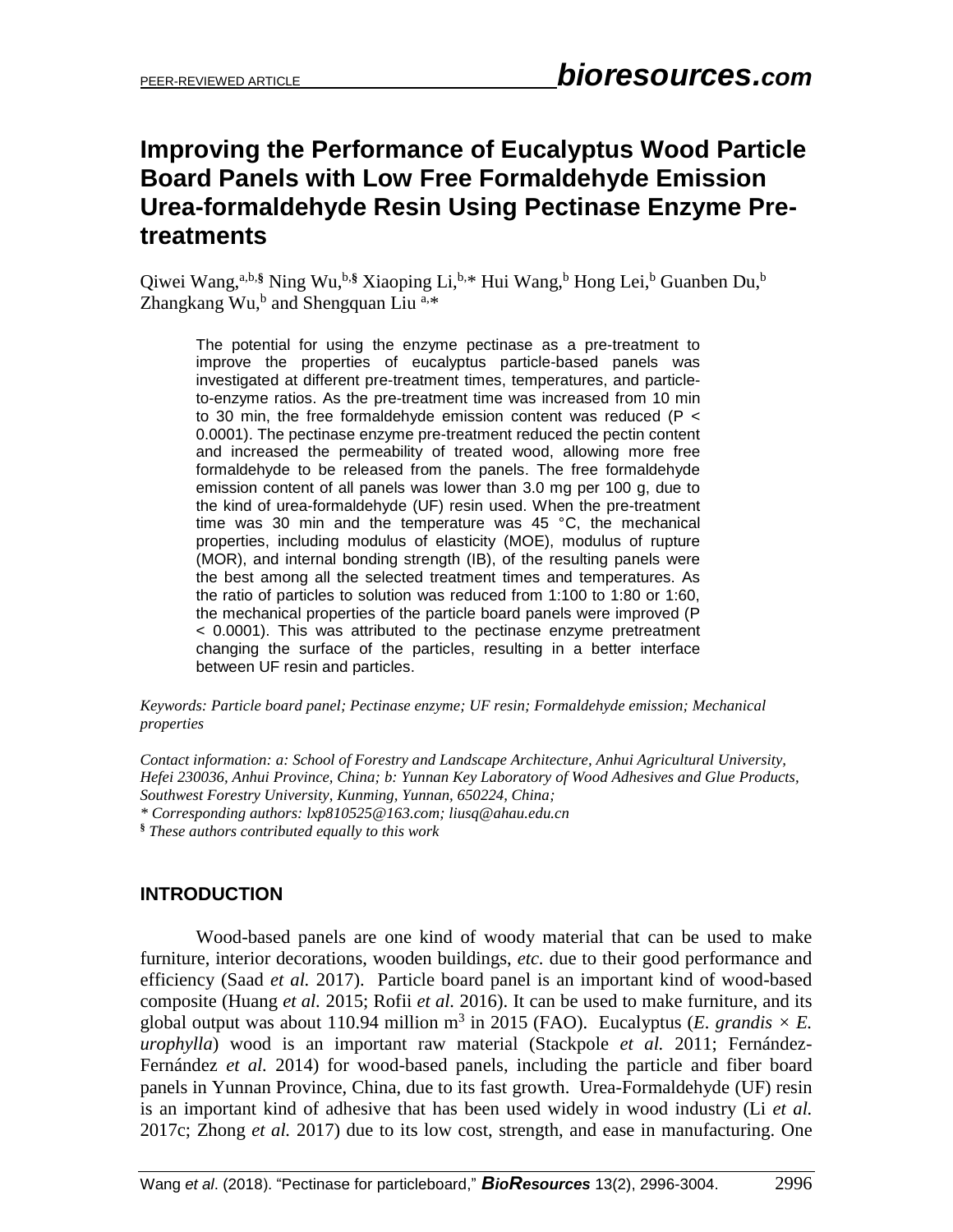# Improving the Performance of Eucalyptus Wood Particle Board Panels with Low Free Formaldehyde Emission Urea-formaldehyde Resin Using Pectinase Enzyme Pre-treatments

Qiwei Wang,[a,b,§] Ning Wu,[b,§] Xiaoping Li,[b,*] Hui Wang,[b] Hong Lei,[b] Guanben Du,[b] Zhangkang Wu,[b] and Shengquan Liu [a,*]

The potential for using the enzyme pectinase as a pre-treatment to improve the properties of eucalyptus particle-based panels was investigated at different pre-treatment times, temperatures, and particle-to-enzyme ratios. As the pre-treatment time was increased from 10 min to 30 min, the free formaldehyde emission content was reduced ($P < 0.0001$). The pectinase enzyme pre-treatment reduced the pectin content and increased the permeability of treated wood, allowing more free formaldehyde to be released from the panels. The free formaldehyde emission content of all panels was lower than 3.0 mg per 100 g, due to the kind of urea-formaldehyde (UF) resin used. When the pre-treatment time was 30 min and the temperature was 45 °C, the mechanical properties, including modulus of elasticity (MOE), modulus of rupture (MOR), and internal bonding strength (IB), of the resulting panels were the best among all the selected treatment times and temperatures. As the ratio of particles to solution was reduced from 1:100 to 1:80 or 1:60, the mechanical properties of the particle board panels were improved ($P < 0.0001$). This was attributed to the pectinase enzyme pretreatment changing the surface of the particles, resulting in a better interface between UF resin and particles.

*Keywords: Particle board panel; Pectinase enzyme; UF resin; Formaldehyde emission; Mechanical properties*

*Contact information: a: School of Forestry and Landscape Architecture, Anhui Agricultural University, Hefei 230036, Anhui Province, China; b: Yunnan Key Laboratory of Wood Adhesives and Glue Products, Southwest Forestry University, Kunming, Yunnan, 650224, China;*
*\* Corresponding authors: lxp810525@163.com; liusq@ahau.edu.cn*
*§ These authors contributed equally to this work*

## INTRODUCTION

Wood-based panels are one kind of woody material that can be used to make furniture, interior decorations, wooden buildings, *etc.* due to their good performance and efficiency (Saad *et al.* 2017). Particle board panel is an important kind of wood-based composite (Huang *et al.* 2015; Rofii *et al.* 2016). It can be used to make furniture, and its global output was about 110.94 million $m^3$ in 2015 (FAO). Eucalyptus (*E. grandis* × *E. urophylla*) wood is an important raw material (Stackpole *et al.* 2011; Fernández-Fernández *et al.* 2014) for wood-based panels, including the particle and fiber board panels in Yunnan Province, China, due to its fast growth. Urea-Formaldehyde (UF) resin is an important kind of adhesive that has been used widely in wood industry (Li *et al.* 2017c; Zhong *et al.* 2017) due to its low cost, strength, and ease in manufacturing. One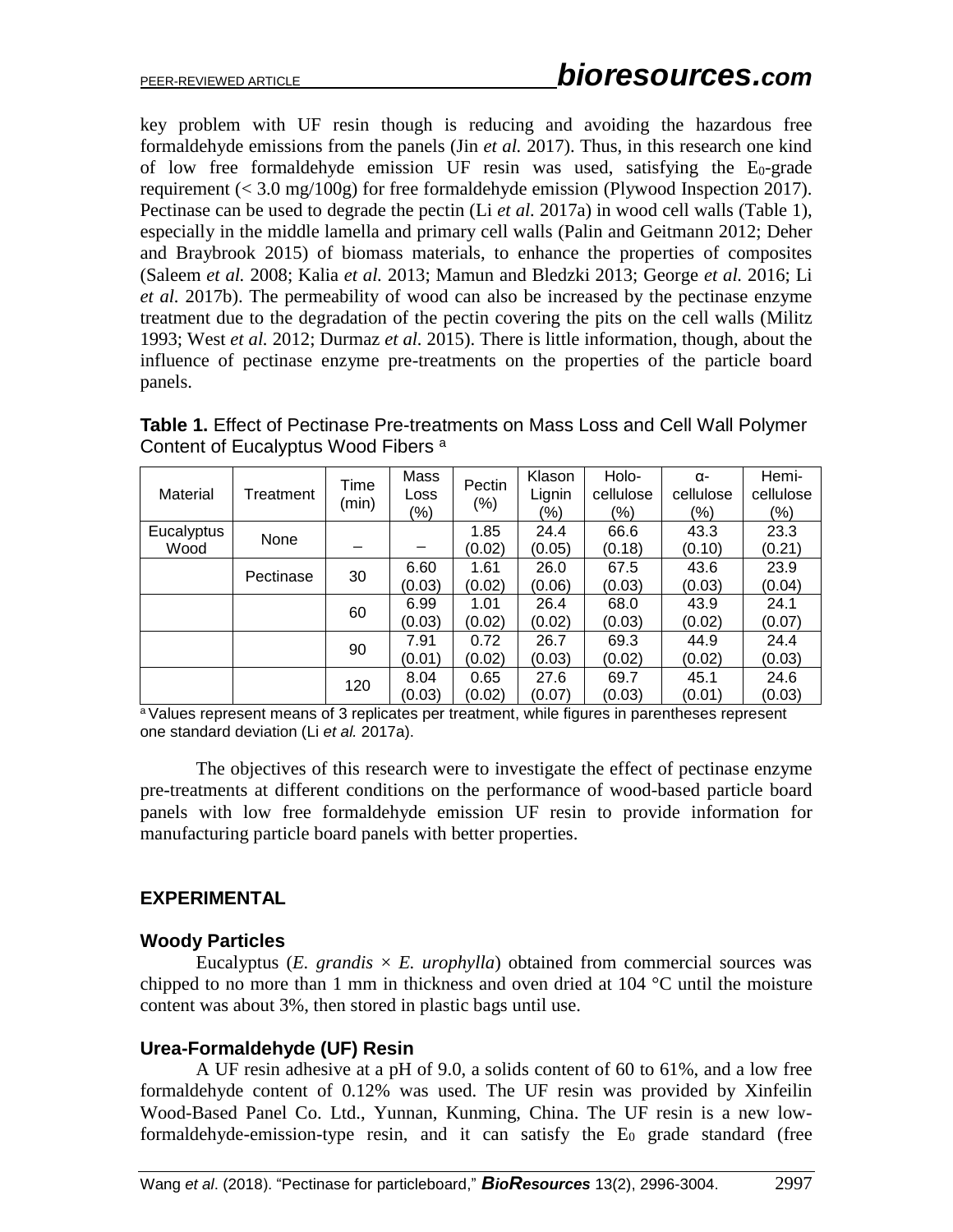key problem with UF resin though is reducing and avoiding the hazardous free formaldehyde emissions from the panels (Jin *et al.* 2017). Thus, in this research one kind of low free formaldehyde emission UF resin was used, satisfying the $E_0$-grade requirement (< 3.0 mg/100g) for free formaldehyde emission (Plywood Inspection 2017). Pectinase can be used to degrade the pectin (Li *et al.* 2017a) in wood cell walls (Table 1), especially in the middle lamella and primary cell walls (Palin and Geitmann 2012; Deher and Braybrook 2015) of biomass materials, to enhance the properties of composites (Saleem *et al.* 2008; Kalia *et al.* 2013; Mamun and Bledzki 2013; George *et al.* 2016; Li *et al.* 2017b). The permeability of wood can also be increased by the pectinase enzyme treatment due to the degradation of the pectin covering the pits on the cell walls (Militz 1993; West *et al.* 2012; Durmaz *et al.* 2015). There is little information, though, about the influence of pectinase enzyme pre-treatments on the properties of the particle board panels.

**Table 1.** Effect of Pectinase Pre-treatments on Mass Loss and Cell Wall Polymer Content of Eucalyptus Wood Fibers [a]

| Material | Treatment | Time (min) | Mass Loss (%) | Pectin (%) | Klason Lignin (%) | Holo-cellulose (%) | α-cellulose (%) | Hemi-cellulose (%) |
|---|---|---|---|---|---|---|---|---|
| Eucalyptus Wood | None | – | – | 1.85 (0.02) | 24.4 (0.05) | 66.6 (0.18) | 43.3 (0.10) | 23.3 (0.21) |
| | Pectinase | 30 | 6.60 (0.03) | 1.61 (0.02) | 26.0 (0.06) | 67.5 (0.03) | 43.6 (0.03) | 23.9 (0.04) |
| | | 60 | 6.99 (0.03) | 1.01 (0.02) | 26.4 (0.02) | 68.0 (0.03) | 43.9 (0.02) | 24.1 (0.07) |
| | | 90 | 7.91 (0.01) | 0.72 (0.02) | 26.7 (0.03) | 69.3 (0.02) | 44.9 (0.02) | 24.4 (0.03) |
| | | 120 | 8.04 (0.03) | 0.65 (0.02) | 27.6 (0.07) | 69.7 (0.03) | 45.1 (0.01) | 24.6 (0.03) |

[a] Values represent means of 3 replicates per treatment, while figures in parentheses represent one standard deviation (Li *et al.* 2017a).

The objectives of this research were to investigate the effect of pectinase enzyme pre-treatments at different conditions on the performance of wood-based particle board panels with low free formaldehyde emission UF resin to provide information for manufacturing particle board panels with better properties.

## EXPERIMENTAL

### Woody Particles

Eucalyptus (*E. grandis* × *E. urophylla*) obtained from commercial sources was chipped to no more than 1 mm in thickness and oven dried at 104 °C until the moisture content was about 3%, then stored in plastic bags until use.

### Urea-Formaldehyde (UF) Resin

A UF resin adhesive at a pH of 9.0, a solids content of 60 to 61%, and a low free formaldehyde content of 0.12% was used. The UF resin was provided by Xinfeilin Wood-Based Panel Co. Ltd., Yunnan, Kunming, China. The UF resin is a new low-formaldehyde-emission-type resin, and it can satisfy the $E_0$ grade standard (free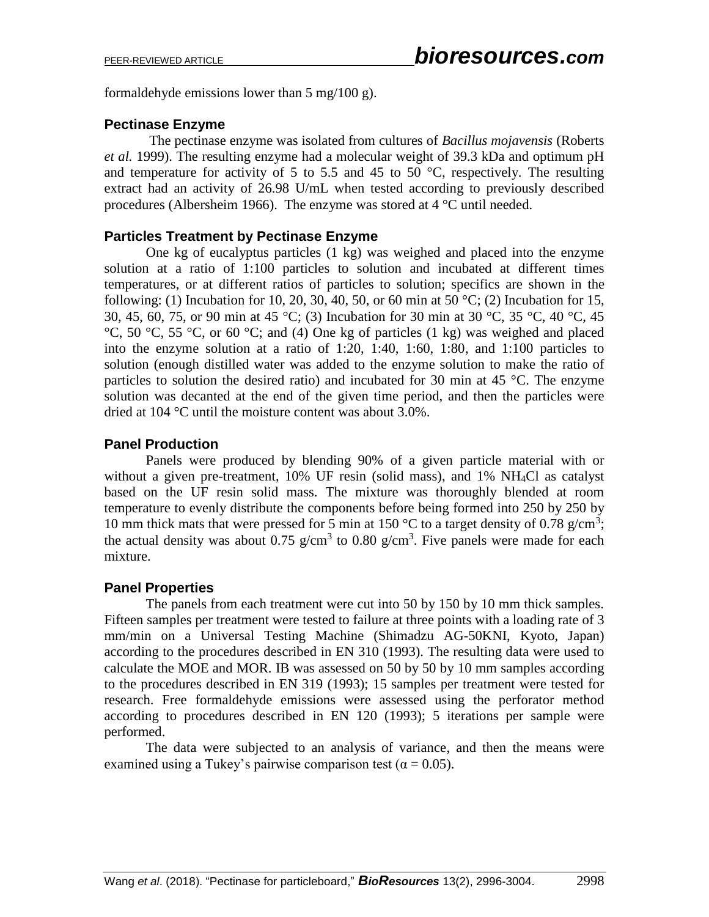formaldehyde emissions lower than 5 mg/100 g).

### Pectinase Enzyme

The pectinase enzyme was isolated from cultures of *Bacillus mojavensis* (Roberts *et al.* 1999). The resulting enzyme had a molecular weight of 39.3 kDa and optimum pH and temperature for activity of 5 to 5.5 and 45 to 50 °C, respectively. The resulting extract had an activity of 26.98 U/mL when tested according to previously described procedures (Albersheim 1966). The enzyme was stored at 4 °C until needed.

### Particles Treatment by Pectinase Enzyme

One kg of eucalyptus particles (1 kg) was weighed and placed into the enzyme solution at a ratio of 1:100 particles to solution and incubated at different times temperatures, or at different ratios of particles to solution; specifics are shown in the following: (1) Incubation for 10, 20, 30, 40, 50, or 60 min at 50 °C; (2) Incubation for 15, 30, 45, 60, 75, or 90 min at 45 °C; (3) Incubation for 30 min at 30 °C, 35 °C, 40 °C, 45 °C, 50 °C, 55 °C, or 60 °C; and (4) One kg of particles (1 kg) was weighed and placed into the enzyme solution at a ratio of 1:20, 1:40, 1:60, 1:80, and 1:100 particles to solution (enough distilled water was added to the enzyme solution to make the ratio of particles to solution the desired ratio) and incubated for 30 min at 45 °C. The enzyme solution was decanted at the end of the given time period, and then the particles were dried at 104 °C until the moisture content was about 3.0%.

### Panel Production

Panels were produced by blending 90% of a given particle material with or without a given pre-treatment, 10% UF resin (solid mass), and 1% $NH_4Cl$ as catalyst based on the UF resin solid mass. The mixture was thoroughly blended at room temperature to evenly distribute the components before being formed into 250 by 250 by 10 mm thick mats that were pressed for 5 min at 150 °C to a target density of 0.78 g/cm$^3$; the actual density was about 0.75 g/cm$^3$ to 0.80 g/cm$^3$. Five panels were made for each mixture.

### Panel Properties

The panels from each treatment were cut into 50 by 150 by 10 mm thick samples. Fifteen samples per treatment were tested to failure at three points with a loading rate of 3 mm/min on a Universal Testing Machine (Shimadzu AG-50KNI, Kyoto, Japan) according to the procedures described in EN 310 (1993). The resulting data were used to calculate the MOE and MOR. IB was assessed on 50 by 50 by 10 mm samples according to the procedures described in EN 319 (1993); 15 samples per treatment were tested for research. Free formaldehyde emissions were assessed using the perforator method according to procedures described in EN 120 (1993); 5 iterations per sample were performed.

The data were subjected to an analysis of variance, and then the means were examined using a Tukey's pairwise comparison test ($\alpha = 0.05$).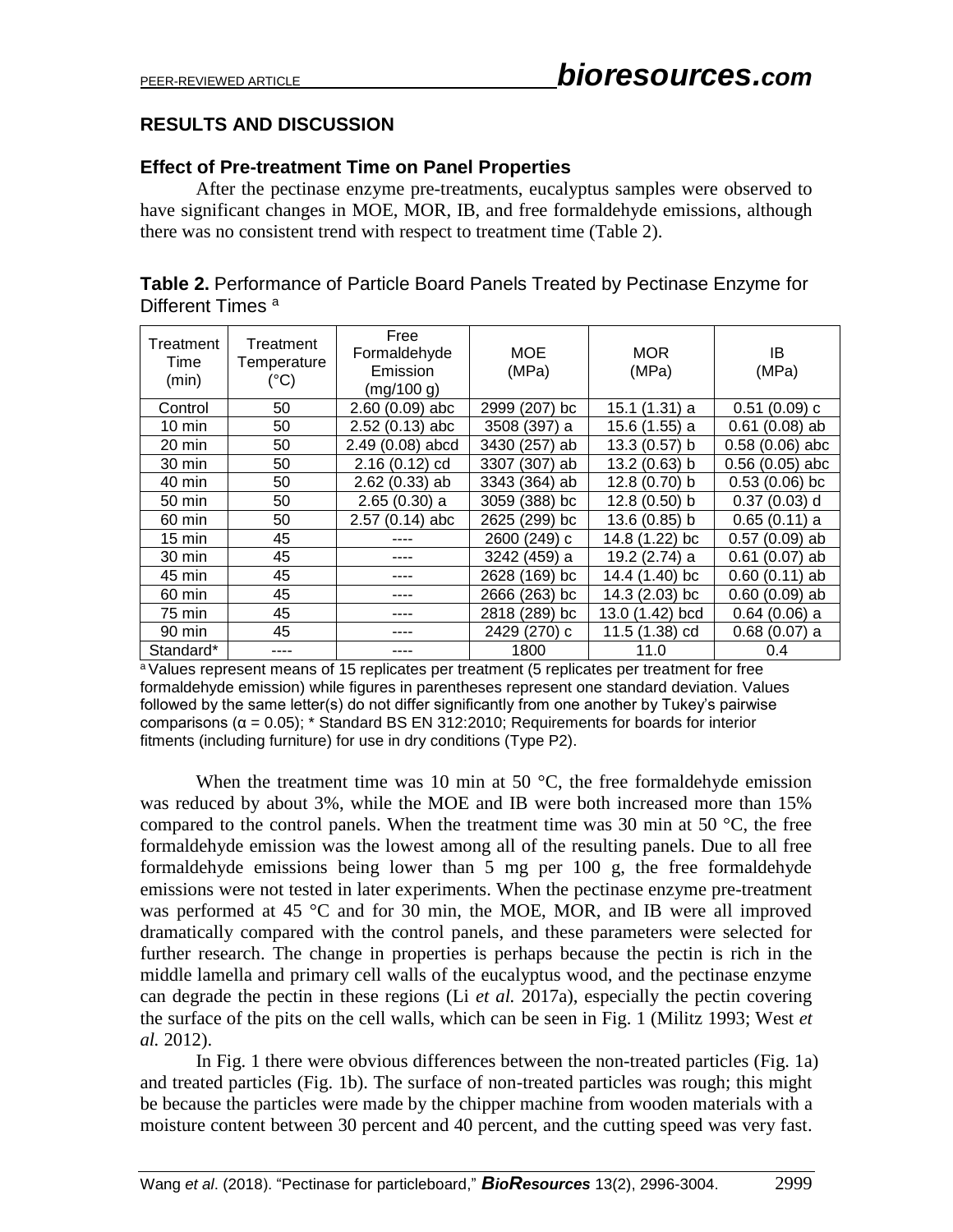## RESULTS AND DISCUSSION

### Effect of Pre-treatment Time on Panel Properties

After the pectinase enzyme pre-treatments, eucalyptus samples were observed to have significant changes in MOE, MOR, IB, and free formaldehyde emissions, although there was no consistent trend with respect to treatment time (Table 2).

**Table 2.** Performance of Particle Board Panels Treated by Pectinase Enzyme for Different Times [a]

| Treatment Time (min) | Treatment Temperature (°C) | Free Formaldehyde Emission (mg/100 g) | MOE (MPa) | MOR (MPa) | IB (MPa) |
|---|---|---|---|---|---|
| Control | 50 | 2.60 (0.09) abc | 2999 (207) bc | 15.1 (1.31) a | 0.51 (0.09) c |
| 10 min | 50 | 2.52 (0.13) abc | 3508 (397) a | 15.6 (1.55) a | 0.61 (0.08) ab |
| 20 min | 50 | 2.49 (0.08) abcd | 3430 (257) ab | 13.3 (0.57) b | 0.58 (0.06) abc |
| 30 min | 50 | 2.16 (0.12) cd | 3307 (307) ab | 13.2 (0.63) b | 0.56 (0.05) abc |
| 40 min | 50 | 2.62 (0.33) ab | 3343 (364) ab | 12.8 (0.70) b | 0.53 (0.06) bc |
| 50 min | 50 | 2.65 (0.30) a | 3059 (388) bc | 12.8 (0.50) b | 0.37 (0.03) d |
| 60 min | 50 | 2.57 (0.14) abc | 2625 (299) bc | 13.6 (0.85) b | 0.65 (0.11) a |
| 15 min | 45 | ---- | 2600 (249) c | 14.8 (1.22) bc | 0.57 (0.09) ab |
| 30 min | 45 | ---- | 3242 (459) a | 19.2 (2.74) a | 0.61 (0.07) ab |
| 45 min | 45 | ---- | 2628 (169) bc | 14.4 (1.40) bc | 0.60 (0.11) ab |
| 60 min | 45 | ---- | 2666 (263) bc | 14.3 (2.03) bc | 0.60 (0.09) ab |
| 75 min | 45 | ---- | 2818 (289) bc | 13.0 (1.42) bcd | 0.64 (0.06) a |
| 90 min | 45 | ---- | 2429 (270) c | 11.5 (1.38) cd | 0.68 (0.07) a |
| Standard* | ---- | ---- | 1800 | 11.0 | 0.4 |

[a] Values represent means of 15 replicates per treatment (5 replicates per treatment for free formaldehyde emission) while figures in parentheses represent one standard deviation. Values followed by the same letter(s) do not differ significantly from one another by Tukey's pairwise comparisons ($\alpha = 0.05$); * Standard BS EN 312:2010; Requirements for boards for interior fitments (including furniture) for use in dry conditions (Type P2).

When the treatment time was 10 min at 50 °C, the free formaldehyde emission was reduced by about 3%, while the MOE and IB were both increased more than 15% compared to the control panels. When the treatment time was 30 min at 50 °C, the free formaldehyde emission was the lowest among all of the resulting panels. Due to all free formaldehyde emissions being lower than 5 mg per 100 g, the free formaldehyde emissions were not tested in later experiments. When the pectinase enzyme pre-treatment was performed at 45 °C and for 30 min, the MOE, MOR, and IB were all improved dramatically compared with the control panels, and these parameters were selected for further research. The change in properties is perhaps because the pectin is rich in the middle lamella and primary cell walls of the eucalyptus wood, and the pectinase enzyme can degrade the pectin in these regions (Li *et al.* 2017a), especially the pectin covering the surface of the pits on the cell walls, which can be seen in Fig. 1 (Militz 1993; West *et al.* 2012).

In Fig. 1 there were obvious differences between the non-treated particles (Fig. 1a) and treated particles (Fig. 1b). The surface of non-treated particles was rough; this might be because the particles were made by the chipper machine from wooden materials with a moisture content between 30 percent and 40 percent, and the cutting speed was very fast.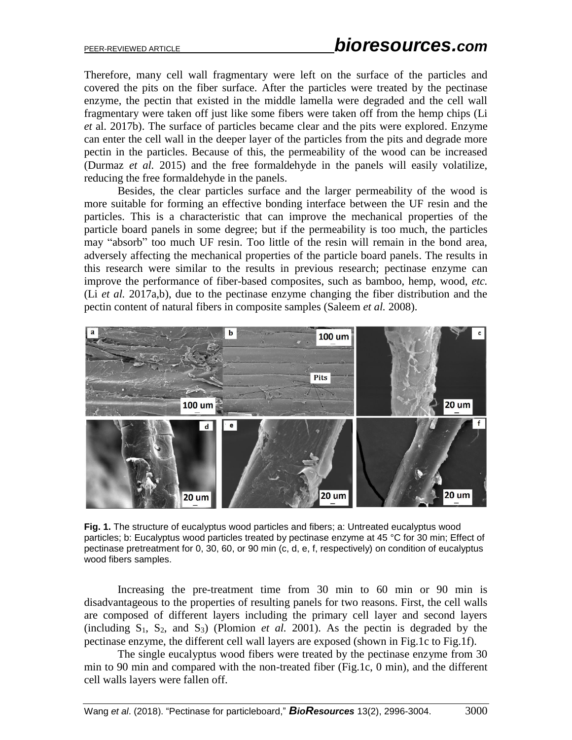Therefore, many cell wall fragmentary were left on the surface of the particles and covered the pits on the fiber surface. After the particles were treated by the pectinase enzyme, the pectin that existed in the middle lamella were degraded and the cell wall fragmentary were taken off just like some fibers were taken off from the hemp chips (Li *et* al. 2017b). The surface of particles became clear and the pits were explored. Enzyme can enter the cell wall in the deeper layer of the particles from the pits and degrade more pectin in the particles. Because of this, the permeability of the wood can be increased (Durmaz *et al.* 2015) and the free formaldehyde in the panels will easily volatilize, reducing the free formaldehyde in the panels.

Besides, the clear particles surface and the larger permeability of the wood is more suitable for forming an effective bonding interface between the UF resin and the particles. This is a characteristic that can improve the mechanical properties of the particle board panels in some degree; but if the permeability is too much, the particles may "absorb" too much UF resin. Too little of the resin will remain in the bond area, adversely affecting the mechanical properties of the particle board panels. The results in this research were similar to the results in previous research; pectinase enzyme can improve the performance of fiber-based composites, such as bamboo, hemp, wood, *etc.* (Li *et al.* 2017a,b), due to the pectinase enzyme changing the fiber distribution and the pectin content of natural fibers in composite samples (Saleem *et al.* 2008).

**Fig. 1.** The structure of eucalyptus wood particles and fibers; a: Untreated eucalyptus wood particles; b: Eucalyptus wood particles treated by pectinase enzyme at 45 °C for 30 min; Effect of pectinase pretreatment for 0, 30, 60, or 90 min (c, d, e, f, respectively) on condition of eucalyptus wood fibers samples.

Increasing the pre-treatment time from 30 min to 60 min or 90 min is disadvantageous to the properties of resulting panels for two reasons. First, the cell walls are composed of different layers including the primary cell layer and second layers (including $S_1$, $S_2$, and $S_3$) (Plomion *et al.* 2001). As the pectin is degraded by the pectinase enzyme, the different cell wall layers are exposed (shown in Fig.1c to Fig.1f).

The single eucalyptus wood fibers were treated by the pectinase enzyme from 30 min to 90 min and compared with the non-treated fiber (Fig.1c, 0 min), and the different cell walls layers were fallen off.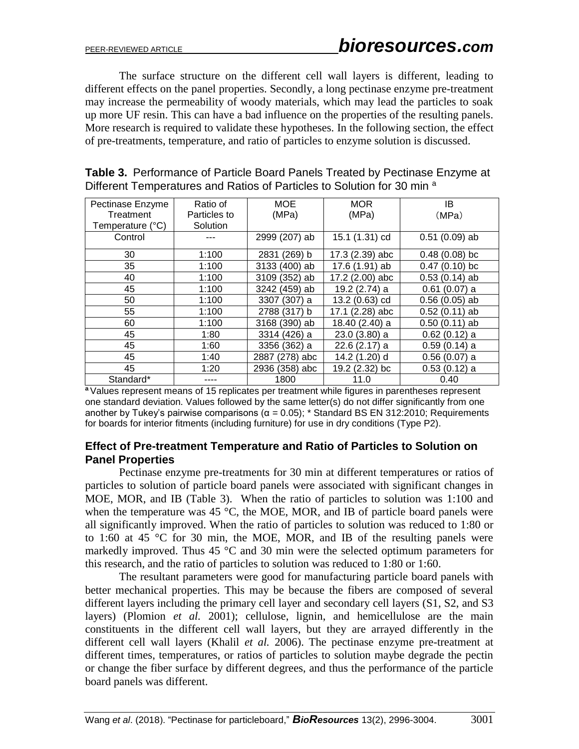The surface structure on the different cell wall layers is different, leading to different effects on the panel properties. Secondly, a long pectinase enzyme pre-treatment may increase the permeability of woody materials, which may lead the particles to soak up more UF resin. This can have a bad influence on the properties of the resulting panels. More research is required to validate these hypotheses. In the following section, the effect of pre-treatments, temperature, and ratio of particles to enzyme solution is discussed.

**Table 3.** Performance of Particle Board Panels Treated by Pectinase Enzyme at Different Temperatures and Ratios of Particles to Solution for 30 min [a]

| Pectinase Enzyme Treatment Temperature (°C) | Ratio of Particles to Solution | MOE (MPa) | MOR (MPa) | IB （MPa） |
|---|---|---|---|---|
| Control | --- | 2999 (207) ab | 15.1 (1.31) cd | 0.51 (0.09) ab |
| 30 | 1:100 | 2831 (269) b | 17.3 (2.39) abc | 0.48 (0.08) bc |
| 35 | 1:100 | 3133 (400) ab | 17.6 (1.91) ab | 0.47 (0.10) bc |
| 40 | 1:100 | 3109 (352) ab | 17.2 (2.00) abc | 0.53 (0.14) ab |
| 45 | 1:100 | 3242 (459) ab | 19.2 (2.74) a | 0.61 (0.07) a |
| 50 | 1:100 | 3307 (307) a | 13.2 (0.63) cd | 0.56 (0.05) ab |
| 55 | 1:100 | 2788 (317) b | 17.1 (2.28) abc | 0.52 (0.11) ab |
| 60 | 1:100 | 3168 (390) ab | 18.40 (2.40) a | 0.50 (0.11) ab |
| 45 | 1:80 | 3314 (426) a | 23.0 (3.80) a | 0.62 (0.12) a |
| 45 | 1:60 | 3356 (362) a | 22.6 (2.17) a | 0.59 (0.14) a |
| 45 | 1:40 | 2887 (278) abc | 14.2 (1.20) d | 0.56 (0.07) a |
| 45 | 1:20 | 2936 (358) abc | 19.2 (2.32) bc | 0.53 (0.12) a |
| Standard* | ---- | 1800 | 11.0 | 0.40 |

[a] Values represent means of 15 replicates per treatment while figures in parentheses represent one standard deviation. Values followed by the same letter(s) do not differ significantly from one another by Tukey's pairwise comparisons ($\alpha$ = 0.05); * Standard BS EN 312:2010; Requirements for boards for interior fitments (including furniture) for use in dry conditions (Type P2).

## Effect of Pre-treatment Temperature and Ratio of Particles to Solution on Panel Properties

Pectinase enzyme pre-treatments for 30 min at different temperatures or ratios of particles to solution of particle board panels were associated with significant changes in MOE, MOR, and IB (Table 3). When the ratio of particles to solution was 1:100 and when the temperature was 45 °C, the MOE, MOR, and IB of particle board panels were all significantly improved. When the ratio of particles to solution was reduced to 1:80 or to 1:60 at 45 °C for 30 min, the MOE, MOR, and IB of the resulting panels were markedly improved. Thus 45 °C and 30 min were the selected optimum parameters for this research, and the ratio of particles to solution was reduced to 1:80 or 1:60.

The resultant parameters were good for manufacturing particle board panels with better mechanical properties. This may be because the fibers are composed of several different layers including the primary cell layer and secondary cell layers (S1, S2, and S3 layers) (Plomion *et al.* 2001); cellulose, lignin, and hemicellulose are the main constituents in the different cell wall layers, but they are arrayed differently in the different cell wall layers (Khalil *et al.* 2006). The pectinase enzyme pre-treatment at different times, temperatures, or ratios of particles to solution maybe degrade the pectin or change the fiber surface by different degrees, and thus the performance of the particle board panels was different.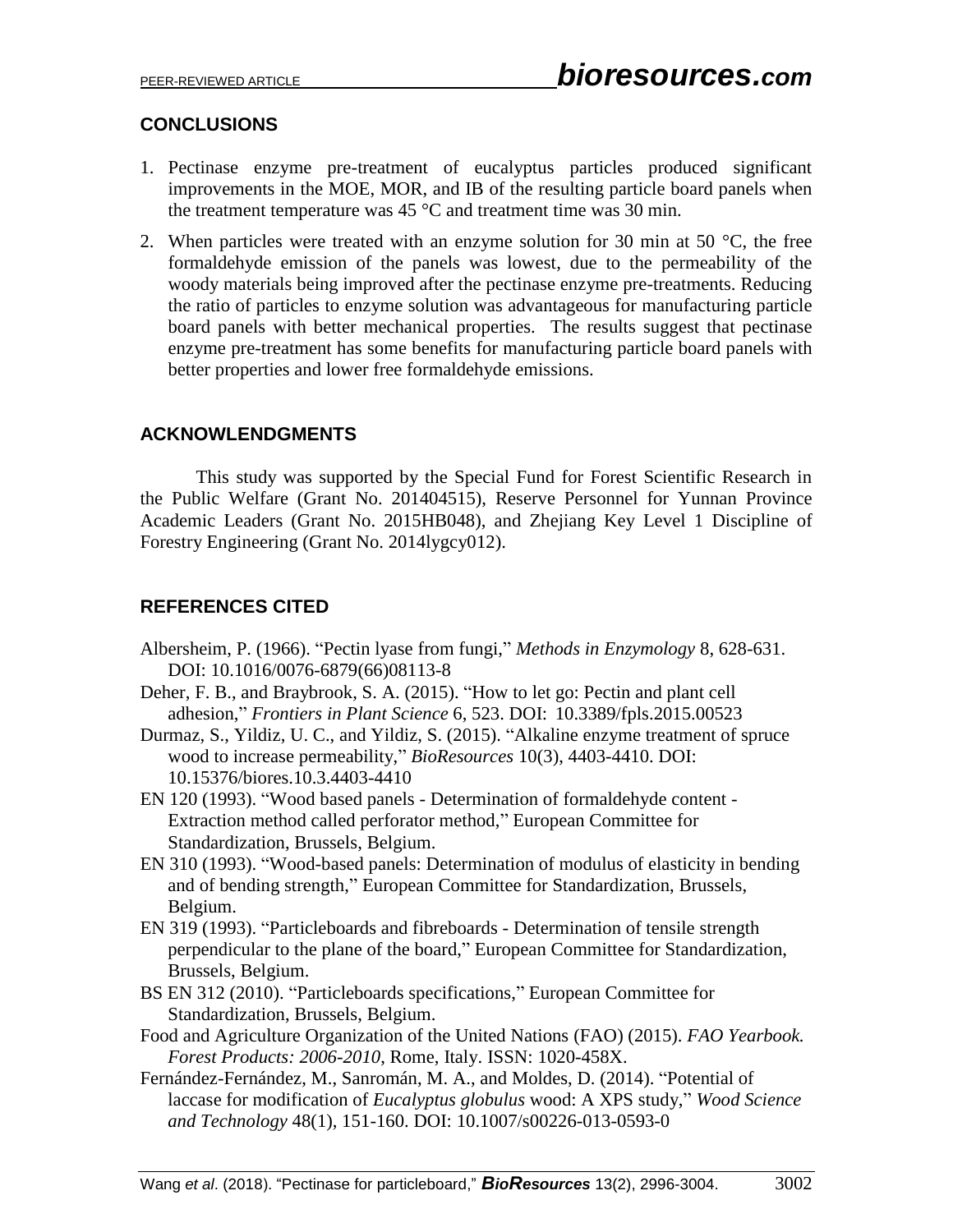## CONCLUSIONS

1. Pectinase enzyme pre-treatment of eucalyptus particles produced significant improvements in the MOE, MOR, and IB of the resulting particle board panels when the treatment temperature was 45 °C and treatment time was 30 min.
2. When particles were treated with an enzyme solution for 30 min at 50 °C, the free formaldehyde emission of the panels was lowest, due to the permeability of the woody materials being improved after the pectinase enzyme pre-treatments. Reducing the ratio of particles to enzyme solution was advantageous for manufacturing particle board panels with better mechanical properties. The results suggest that pectinase enzyme pre-treatment has some benefits for manufacturing particle board panels with better properties and lower free formaldehyde emissions.

## ACKNOWLENDGMENTS

This study was supported by the Special Fund for Forest Scientific Research in the Public Welfare (Grant No. 201404515), Reserve Personnel for Yunnan Province Academic Leaders (Grant No. 2015HB048), and Zhejiang Key Level 1 Discipline of Forestry Engineering (Grant No. 2014lygcy012).

## REFERENCES CITED

Albersheim, P. (1966). "Pectin lyase from fungi," *Methods in Enzymology* 8, 628-631. DOI: 10.1016/0076-6879(66)08113-8

Deher, F. B., and Braybrook, S. A. (2015). "How to let go: Pectin and plant cell adhesion," *Frontiers in Plant Science* 6, 523. DOI: 10.3389/fpls.2015.00523

Durmaz, S., Yildiz, U. C., and Yildiz, S. (2015). "Alkaline enzyme treatment of spruce wood to increase permeability," *BioResources* 10(3), 4403-4410. DOI: 10.15376/biores.10.3.4403-4410

EN 120 (1993). "Wood based panels - Determination of formaldehyde content - Extraction method called perforator method," European Committee for Standardization, Brussels, Belgium.

EN 310 (1993). "Wood-based panels: Determination of modulus of elasticity in bending and of bending strength," European Committee for Standardization, Brussels, Belgium.

EN 319 (1993). "Particleboards and fibreboards - Determination of tensile strength perpendicular to the plane of the board," European Committee for Standardization, Brussels, Belgium.

BS EN 312 (2010). "Particleboards specifications," European Committee for Standardization, Brussels, Belgium.

Food and Agriculture Organization of the United Nations (FAO) (2015). *FAO Yearbook. Forest Products: 2006-2010*, Rome, Italy. ISSN: 1020-458X.

Fernández-Fernández, M., Sanromán, M. A., and Moldes, D. (2014). "Potential of laccase for modification of *Eucalyptus globulus* wood: A XPS study," *Wood Science and Technology* 48(1), 151-160. DOI: 10.1007/s00226-013-0593-0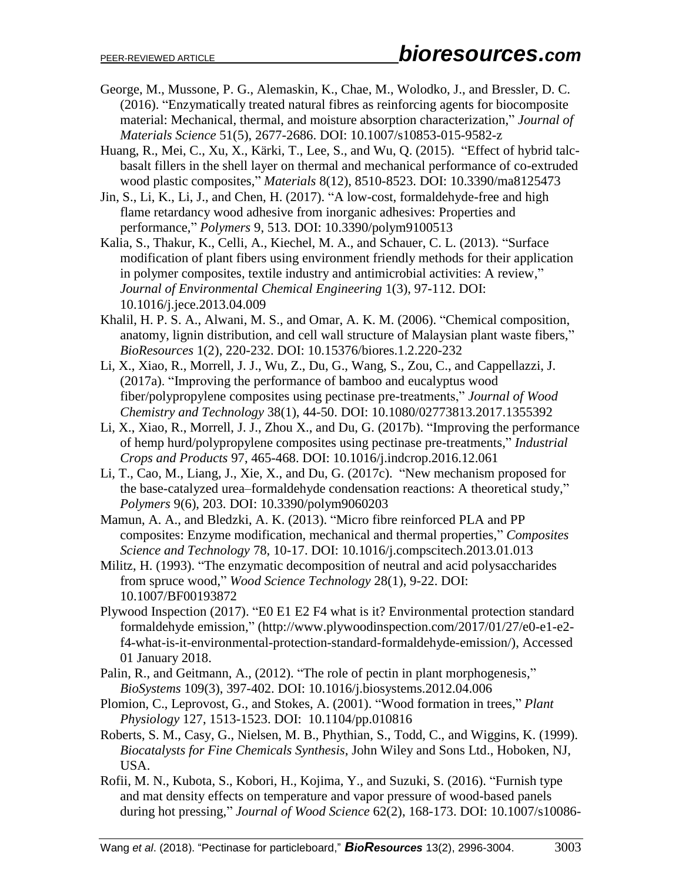George, M., Mussone, P. G., Alemaskin, K., Chae, M., Wolodko, J., and Bressler, D. C. (2016). "Enzymatically treated natural fibres as reinforcing agents for biocomposite material: Mechanical, thermal, and moisture absorption characterization," *Journal of Materials Science* 51(5), 2677-2686. DOI: 10.1007/s10853-015-9582-z

Huang, R., Mei, C., Xu, X., Kärki, T., Lee, S., and Wu, Q. (2015). "Effect of hybrid talc-basalt fillers in the shell layer on thermal and mechanical performance of co-extruded wood plastic composites," *Materials* 8(12), 8510-8523. DOI: 10.3390/ma8125473

Jin, S., Li, K., Li, J., and Chen, H. (2017). "A low-cost, formaldehyde-free and high flame retardancy wood adhesive from inorganic adhesives: Properties and performance," *Polymers* 9, 513. DOI: 10.3390/polym9100513

Kalia, S., Thakur, K., Celli, A., Kiechel, M. A., and Schauer, C. L. (2013). "Surface modification of plant fibers using environment friendly methods for their application in polymer composites, textile industry and antimicrobial activities: A review," *Journal of Environmental Chemical Engineering* 1(3), 97-112. DOI: 10.1016/j.jece.2013.04.009

Khalil, H. P. S. A., Alwani, M. S., and Omar, A. K. M. (2006). "Chemical composition, anatomy, lignin distribution, and cell wall structure of Malaysian plant waste fibers," *BioResources* 1(2), 220-232. DOI: 10.15376/biores.1.2.220-232

Li, X., Xiao, R., Morrell, J. J., Wu, Z., Du, G., Wang, S., Zou, C., and Cappellazzi, J. (2017a). "Improving the performance of bamboo and eucalyptus wood fiber/polypropylene composites using pectinase pre-treatments," *Journal of Wood Chemistry and Technology* 38(1), 44-50. DOI: 10.1080/02773813.2017.1355392

Li, X., Xiao, R., Morrell, J. J., Zhou X., and Du, G. (2017b). "Improving the performance of hemp hurd/polypropylene composites using pectinase pre-treatments," *Industrial Crops and Products* 97, 465-468. DOI: 10.1016/j.indcrop.2016.12.061

Li, T., Cao, M., Liang, J., Xie, X., and Du, G. (2017c). "New mechanism proposed for the base-catalyzed urea–formaldehyde condensation reactions: A theoretical study," *Polymers* 9(6), 203. DOI: 10.3390/polym9060203

Mamun, A. A., and Bledzki, A. K. (2013). "Micro fibre reinforced PLA and PP composites: Enzyme modification, mechanical and thermal properties," *Composites Science and Technology* 78, 10-17. DOI: 10.1016/j.compscitech.2013.01.013

Militz, H. (1993). "The enzymatic decomposition of neutral and acid polysaccharides from spruce wood," *Wood Science Technology* 28(1), 9-22. DOI: 10.1007/BF00193872

Plywood Inspection (2017). "E0 E1 E2 F4 what is it? Environmental protection standard formaldehyde emission," (http://www.plywoodinspection.com/2017/01/27/e0-e1-e2-f4-what-is-it-environmental-protection-standard-formaldehyde-emission/), Accessed 01 January 2018.

Palin, R., and Geitmann, A., (2012). "The role of pectin in plant morphogenesis," *BioSystems* 109(3), 397-402. DOI: 10.1016/j.biosystems.2012.04.006

Plomion, C., Leprovost, G., and Stokes, A. (2001). "Wood formation in trees," *Plant Physiology* 127, 1513-1523. DOI: 10.1104/pp.010816

Roberts, S. M., Casy, G., Nielsen, M. B., Phythian, S., Todd, C., and Wiggins, K. (1999). *Biocatalysts for Fine Chemicals Synthesis*, John Wiley and Sons Ltd., Hoboken, NJ, USA.

Rofii, M. N., Kubota, S., Kobori, H., Kojima, Y., and Suzuki, S. (2016). "Furnish type and mat density effects on temperature and vapor pressure of wood-based panels during hot pressing," *Journal of Wood Science* 62(2), 168-173. DOI: 10.1007/s10086-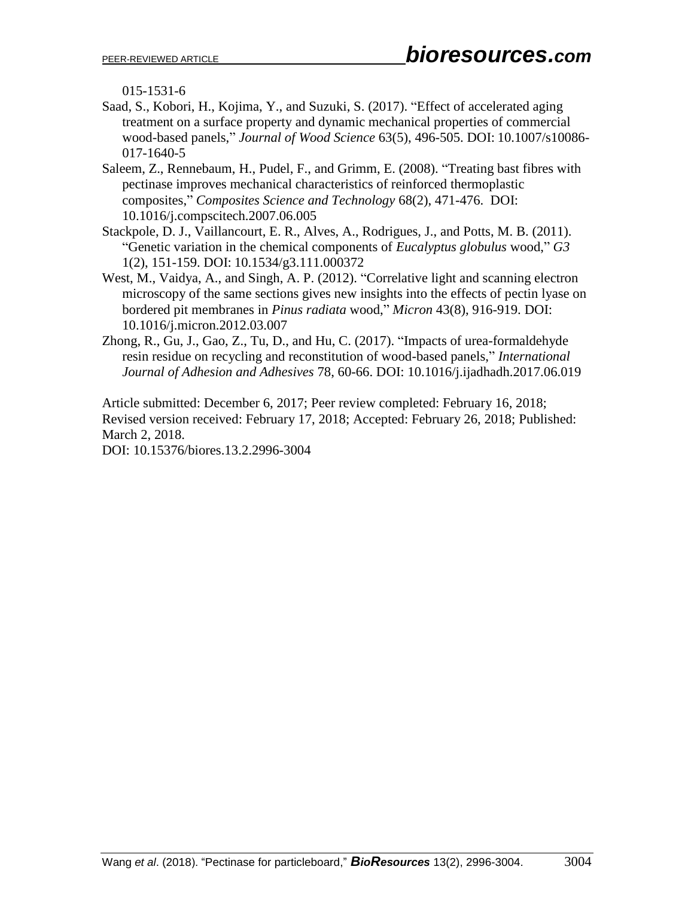015-1531-6

Saad, S., Kobori, H., Kojima, Y., and Suzuki, S. (2017). "Effect of accelerated aging treatment on a surface property and dynamic mechanical properties of commercial wood-based panels," *Journal of Wood Science* 63(5), 496-505. DOI: 10.1007/s10086-017-1640-5

Saleem, Z., Rennebaum, H., Pudel, F., and Grimm, E. (2008). "Treating bast fibres with pectinase improves mechanical characteristics of reinforced thermoplastic composites," *Composites Science and Technology* 68(2), 471-476. DOI: 10.1016/j.compscitech.2007.06.005

Stackpole, D. J., Vaillancourt, E. R., Alves, A., Rodrigues, J., and Potts, M. B. (2011). "Genetic variation in the chemical components of *Eucalyptus globulus* wood," *G3* 1(2), 151-159. DOI: 10.1534/g3.111.000372

West, M., Vaidya, A., and Singh, A. P. (2012). "Correlative light and scanning electron microscopy of the same sections gives new insights into the effects of pectin lyase on bordered pit membranes in *Pinus radiata* wood," *Micron* 43(8), 916-919. DOI: 10.1016/j.micron.2012.03.007

Zhong, R., Gu, J., Gao, Z., Tu, D., and Hu, C. (2017). "Impacts of urea-formaldehyde resin residue on recycling and reconstitution of wood-based panels," *International Journal of Adhesion and Adhesives* 78, 60-66. DOI: 10.1016/j.ijadhadh.2017.06.019

Article submitted: December 6, 2017; Peer review completed: February 16, 2018; Revised version received: February 17, 2018; Accepted: February 26, 2018; Published: March 2, 2018.

DOI: 10.15376/biores.13.2.2996-3004